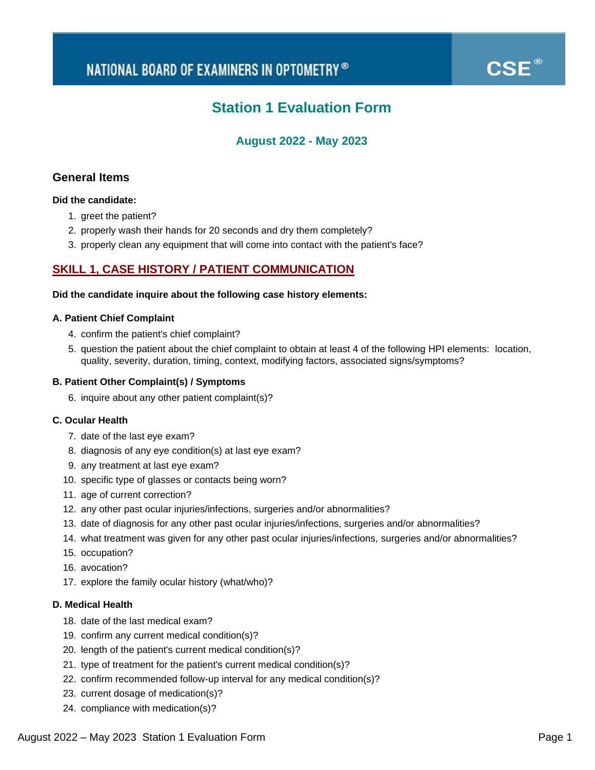NATIONAL BOARD OF EXAMINERS IN OPTOMETRY® CSE®

# Station 1 Evaluation Form

### August 2022 - May 2023

## General Items

**Did the candidate:**

1. greet the patient?
2. properly wash their hands for 20 seconds and dry them completely?
3. properly clean any equipment that will come into contact with the patient's face?

## SKILL 1, CASE HISTORY / PATIENT COMMUNICATION

**Did the candidate inquire about the following case history elements:**

### A. Patient Chief Complaint

4. confirm the patient's chief complaint?
5. question the patient about the chief complaint to obtain at least 4 of the following HPI elements: location, quality, severity, duration, timing, context, modifying factors, associated signs/symptoms?

### B. Patient Other Complaint(s) / Symptoms

6. inquire about any other patient complaint(s)?

### C. Ocular Health

7. date of the last eye exam?
8. diagnosis of any eye condition(s) at last eye exam?
9. any treatment at last eye exam?
10. specific type of glasses or contacts being worn?
11. age of current correction?
12. any other past ocular injuries/infections, surgeries and/or abnormalities?
13. date of diagnosis for any other past ocular injuries/infections, surgeries and/or abnormalities?
14. what treatment was given for any other past ocular injuries/infections, surgeries and/or abnormalities?
15. occupation?
16. avocation?
17. explore the family ocular history (what/who)?

### D. Medical Health

18. date of the last medical exam?
19. confirm any current medical condition(s)?
20. length of the patient's current medical condition(s)?
21. type of treatment for the patient's current medical condition(s)?
22. confirm recommended follow-up interval for any medical condition(s)?
23. current dosage of medication(s)?
24. compliance with medication(s)?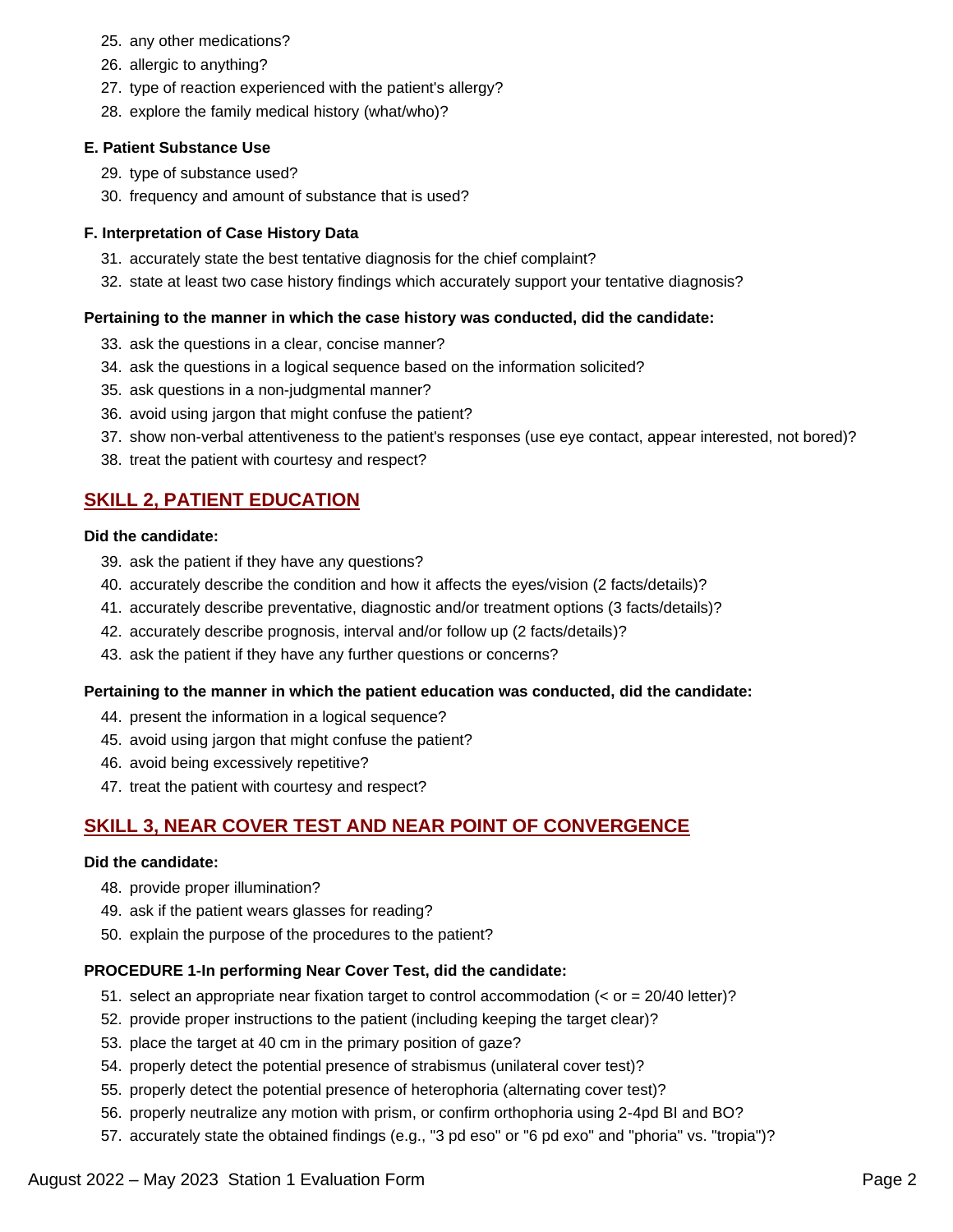25. any other medications?
26. allergic to anything?
27. type of reaction experienced with the patient's allergy?
28. explore the family medical history (what/who)?

**E. Patient Substance Use**

29. type of substance used?
30. frequency and amount of substance that is used?

**F. Interpretation of Case History Data**

31. accurately state the best tentative diagnosis for the chief complaint?
32. state at least two case history findings which accurately support your tentative diagnosis?

**Pertaining to the manner in which the case history was conducted, did the candidate:**

33. ask the questions in a clear, concise manner?
34. ask the questions in a logical sequence based on the information solicited?
35. ask questions in a non-judgmental manner?
36. avoid using jargon that might confuse the patient?
37. show non-verbal attentiveness to the patient's responses (use eye contact, appear interested, not bored)?
38. treat the patient with courtesy and respect?

## SKILL 2, PATIENT EDUCATION

**Did the candidate:**

39. ask the patient if they have any questions?
40. accurately describe the condition and how it affects the eyes/vision (2 facts/details)?
41. accurately describe preventative, diagnostic and/or treatment options (3 facts/details)?
42. accurately describe prognosis, interval and/or follow up (2 facts/details)?
43. ask the patient if they have any further questions or concerns?

**Pertaining to the manner in which the patient education was conducted, did the candidate:**

44. present the information in a logical sequence?
45. avoid using jargon that might confuse the patient?
46. avoid being excessively repetitive?
47. treat the patient with courtesy and respect?

## SKILL 3, NEAR COVER TEST AND NEAR POINT OF CONVERGENCE

**Did the candidate:**

48. provide proper illumination?
49. ask if the patient wears glasses for reading?
50. explain the purpose of the procedures to the patient?

**PROCEDURE 1-In performing Near Cover Test, did the candidate:**

51. select an appropriate near fixation target to control accommodation (< or = 20/40 letter)?
52. provide proper instructions to the patient (including keeping the target clear)?
53. place the target at 40 cm in the primary position of gaze?
54. properly detect the potential presence of strabismus (unilateral cover test)?
55. properly detect the potential presence of heterophoria (alternating cover test)?
56. properly neutralize any motion with prism, or confirm orthophoria using 2-4pd BI and BO?
57. accurately state the obtained findings (e.g., "3 pd eso" or "6 pd exo" and "phoria" vs. "tropia")?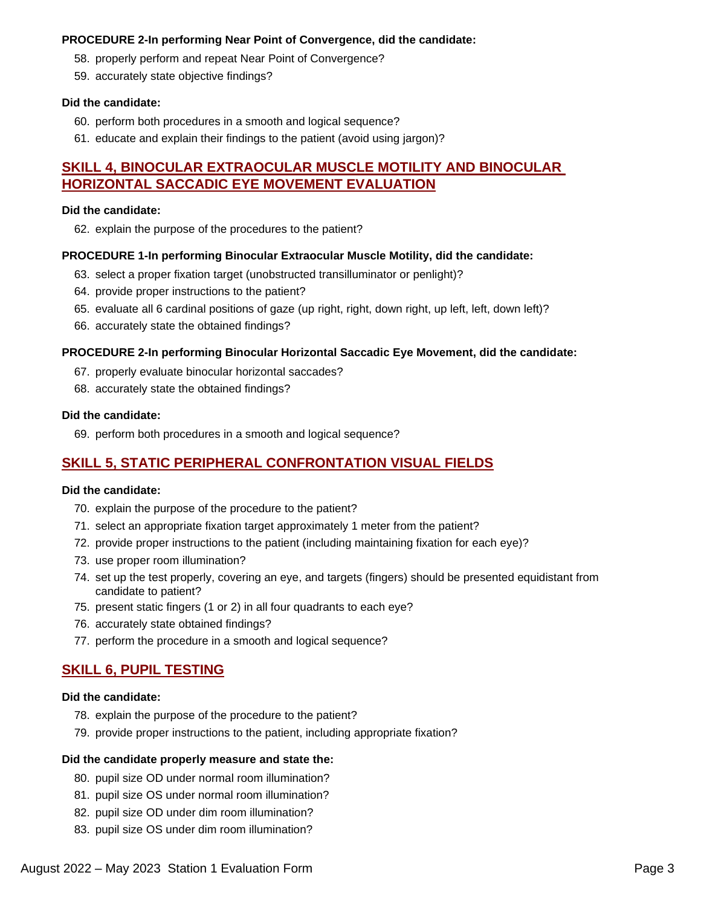**PROCEDURE 2-In performing Near Point of Convergence, did the candidate:**

58. properly perform and repeat Near Point of Convergence?
59. accurately state objective findings?

**Did the candidate:**

60. perform both procedures in a smooth and logical sequence?
61. educate and explain their findings to the patient (avoid using jargon)?

## SKILL 4, BINOCULAR EXTRAOCULAR MUSCLE MOTILITY AND BINOCULAR HORIZONTAL SACCADIC EYE MOVEMENT EVALUATION

**Did the candidate:**

62. explain the purpose of the procedures to the patient?

**PROCEDURE 1-In performing Binocular Extraocular Muscle Motility, did the candidate:**

63. select a proper fixation target (unobstructed transilluminator or penlight)?
64. provide proper instructions to the patient?
65. evaluate all 6 cardinal positions of gaze (up right, right, down right, up left, left, down left)?
66. accurately state the obtained findings?

**PROCEDURE 2-In performing Binocular Horizontal Saccadic Eye Movement, did the candidate:**

67. properly evaluate binocular horizontal saccades?
68. accurately state the obtained findings?

**Did the candidate:**

69. perform both procedures in a smooth and logical sequence?

## SKILL 5, STATIC PERIPHERAL CONFRONTATION VISUAL FIELDS

**Did the candidate:**

70. explain the purpose of the procedure to the patient?
71. select an appropriate fixation target approximately 1 meter from the patient?
72. provide proper instructions to the patient (including maintaining fixation for each eye)?
73. use proper room illumination?
74. set up the test properly, covering an eye, and targets (fingers) should be presented equidistant from candidate to patient?
75. present static fingers (1 or 2) in all four quadrants to each eye?
76. accurately state obtained findings?
77. perform the procedure in a smooth and logical sequence?

## SKILL 6, PUPIL TESTING

**Did the candidate:**

78. explain the purpose of the procedure to the patient?
79. provide proper instructions to the patient, including appropriate fixation?

**Did the candidate properly measure and state the:**

80. pupil size OD under normal room illumination?
81. pupil size OS under normal room illumination?
82. pupil size OD under dim room illumination?
83. pupil size OS under dim room illumination?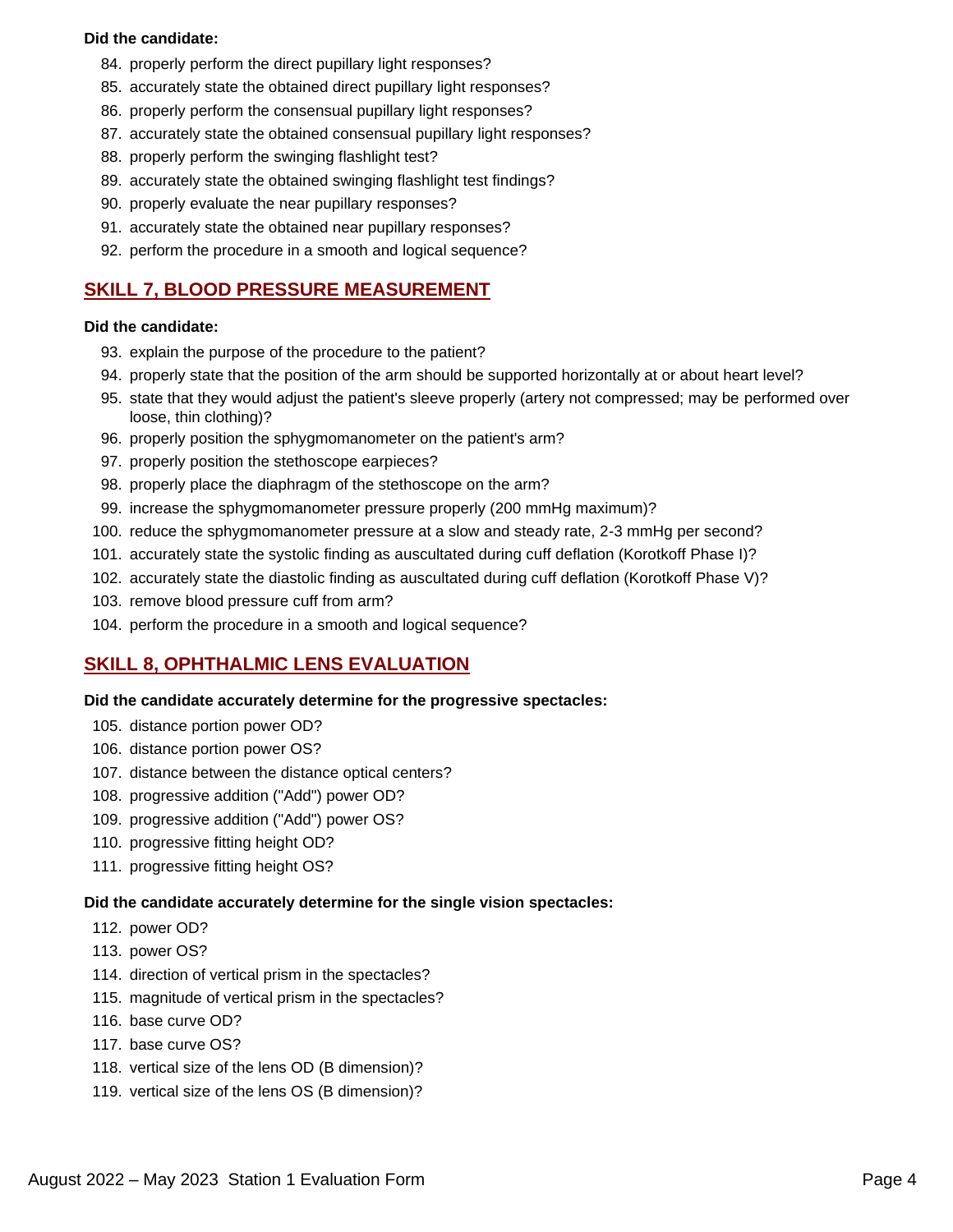**Did the candidate:**

84. properly perform the direct pupillary light responses?
85. accurately state the obtained direct pupillary light responses?
86. properly perform the consensual pupillary light responses?
87. accurately state the obtained consensual pupillary light responses?
88. properly perform the swinging flashlight test?
89. accurately state the obtained swinging flashlight test findings?
90. properly evaluate the near pupillary responses?
91. accurately state the obtained near pupillary responses?
92. perform the procedure in a smooth and logical sequence?

## SKILL 7, BLOOD PRESSURE MEASUREMENT

**Did the candidate:**

93. explain the purpose of the procedure to the patient?
94. properly state that the position of the arm should be supported horizontally at or about heart level?
95. state that they would adjust the patient's sleeve properly (artery not compressed; may be performed over loose, thin clothing)?
96. properly position the sphygmomanometer on the patient's arm?
97. properly position the stethoscope earpieces?
98. properly place the diaphragm of the stethoscope on the arm?
99. increase the sphygmomanometer pressure properly (200 mmHg maximum)?
100. reduce the sphygmomanometer pressure at a slow and steady rate, 2-3 mmHg per second?
101. accurately state the systolic finding as auscultated during cuff deflation (Korotkoff Phase I)?
102. accurately state the diastolic finding as auscultated during cuff deflation (Korotkoff Phase V)?
103. remove blood pressure cuff from arm?
104. perform the procedure in a smooth and logical sequence?

## SKILL 8, OPHTHALMIC LENS EVALUATION

**Did the candidate accurately determine for the progressive spectacles:**

105. distance portion power OD?
106. distance portion power OS?
107. distance between the distance optical centers?
108. progressive addition ("Add") power OD?
109. progressive addition ("Add") power OS?
110. progressive fitting height OD?
111. progressive fitting height OS?

**Did the candidate accurately determine for the single vision spectacles:**

112. power OD?
113. power OS?
114. direction of vertical prism in the spectacles?
115. magnitude of vertical prism in the spectacles?
116. base curve OD?
117. base curve OS?
118. vertical size of the lens OD (B dimension)?
119. vertical size of the lens OS (B dimension)?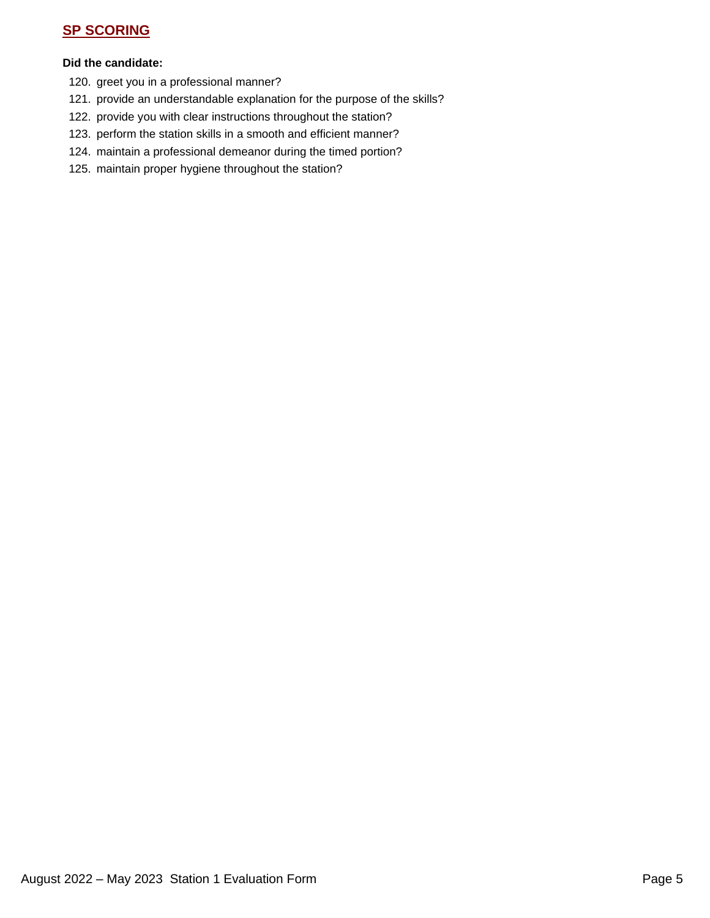## SP SCORING

**Did the candidate:**

120. greet you in a professional manner?
121. provide an understandable explanation for the purpose of the skills?
122. provide you with clear instructions throughout the station?
123. perform the station skills in a smooth and efficient manner?
124. maintain a professional demeanor during the timed portion?
125. maintain proper hygiene throughout the station?